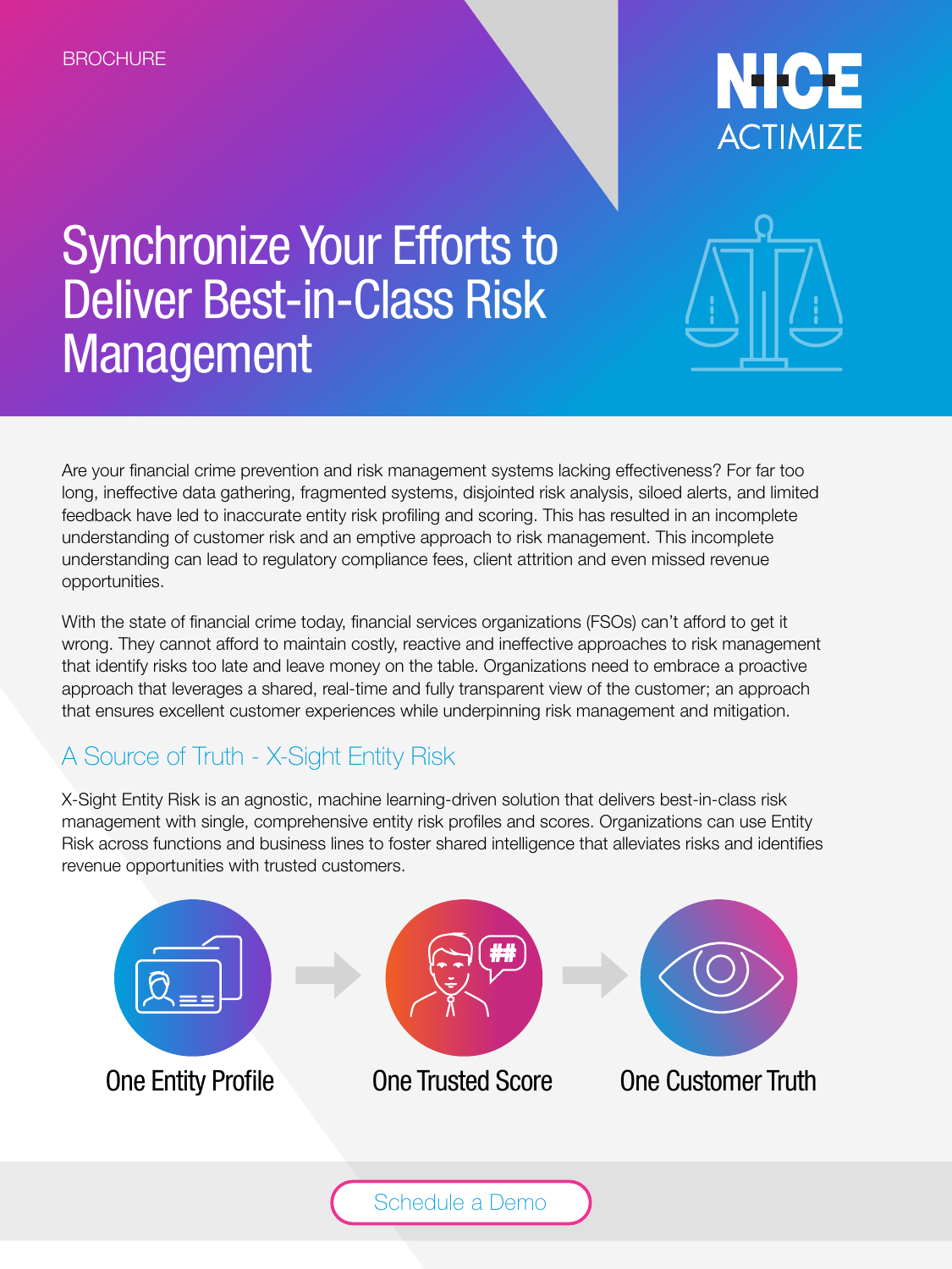BROCHURE

NICE ACTIMIZE

# Synchronize Your Efforts to Deliver Best-in-Class Risk Management

Are your financial crime prevention and risk management systems lacking effectiveness? For far too long, ineffective data gathering, fragmented systems, disjointed risk analysis, siloed alerts, and limited feedback have led to inaccurate entity risk profiling and scoring. This has resulted in an incomplete understanding of customer risk and an emptive approach to risk management. This incomplete understanding can lead to regulatory compliance fees, client attrition and even missed revenue opportunities.

With the state of financial crime today, financial services organizations (FSOs) can't afford to get it wrong. They cannot afford to maintain costly, reactive and ineffective approaches to risk management that identify risks too late and leave money on the table. Organizations need to embrace a proactive approach that leverages a shared, real-time and fully transparent view of the customer; an approach that ensures excellent customer experiences while underpinning risk management and mitigation.

## A Source of Truth - X-Sight Entity Risk

X-Sight Entity Risk is an agnostic, machine learning-driven solution that delivers best-in-class risk management with single, comprehensive entity risk profiles and scores. Organizations can use Entity Risk across functions and business lines to foster shared intelligence that alleviates risks and identifies revenue opportunities with trusted customers.

One Entity Profile → One Trusted Score → One Customer Truth

Schedule a Demo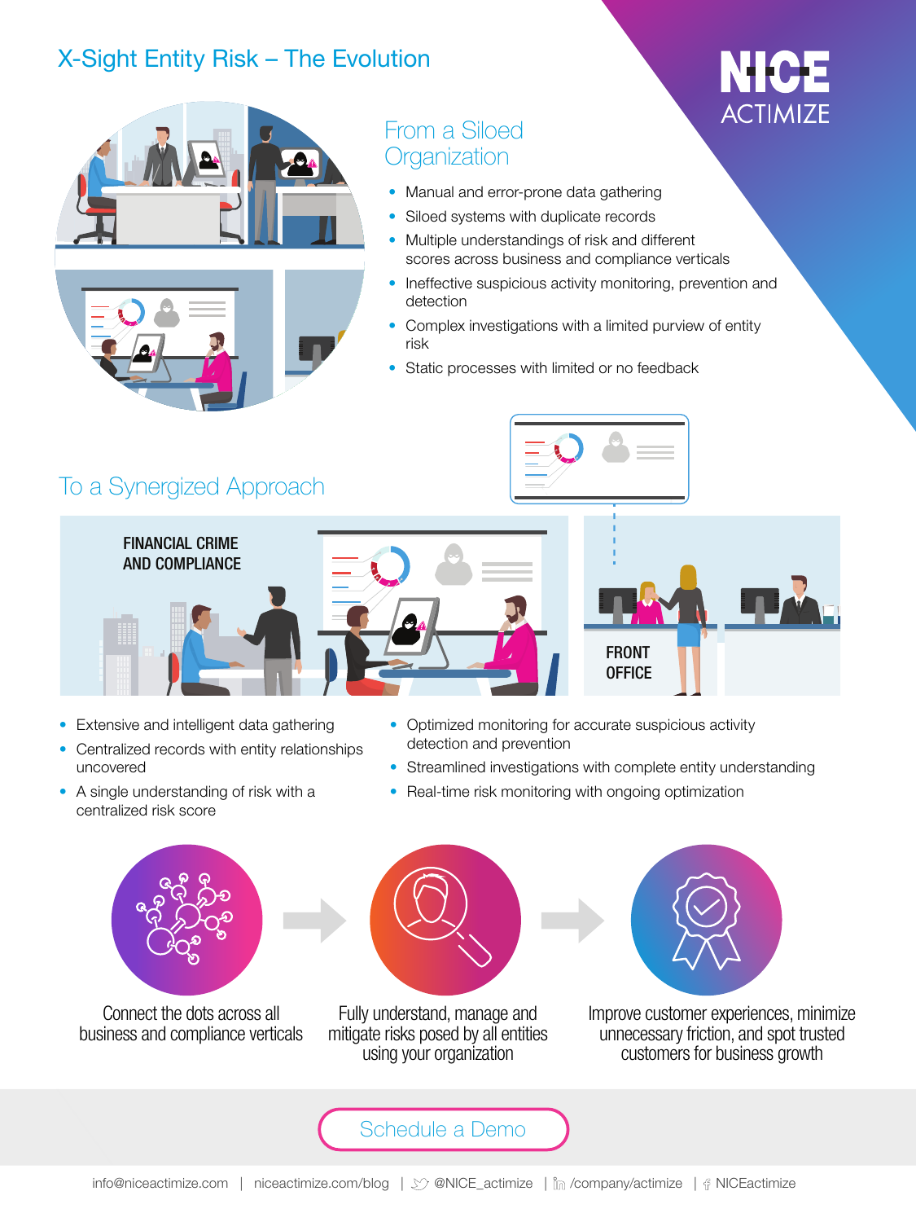# X-Sight Entity Risk – The Evolution

NICE ACTIMIZE

## From a Siloed Organization

- Manual and error-prone data gathering
- Siloed systems with duplicate records
- Multiple understandings of risk and different scores across business and compliance verticals
- Ineffective suspicious activity monitoring, prevention and detection
- Complex investigations with a limited purview of entity risk
- Static processes with limited or no feedback

## To a Synergized Approach

FINANCIAL CRIME AND COMPLIANCE

FRONT OFFICE

- Extensive and intelligent data gathering
- Centralized records with entity relationships uncovered
- A single understanding of risk with a centralized risk score
- Optimized monitoring for accurate suspicious activity detection and prevention
- Streamlined investigations with complete entity understanding
- Real-time risk monitoring with ongoing optimization

Connect the dots across all business and compliance verticals

Fully understand, manage and mitigate risks posed by all entities using your organization

Improve customer experiences, minimize unnecessary friction, and spot trusted customers for business growth

Schedule a Demo

info@niceactimize.com | niceactimize.com/blog | @NICE_actimize | /company/actimize | NICEactimize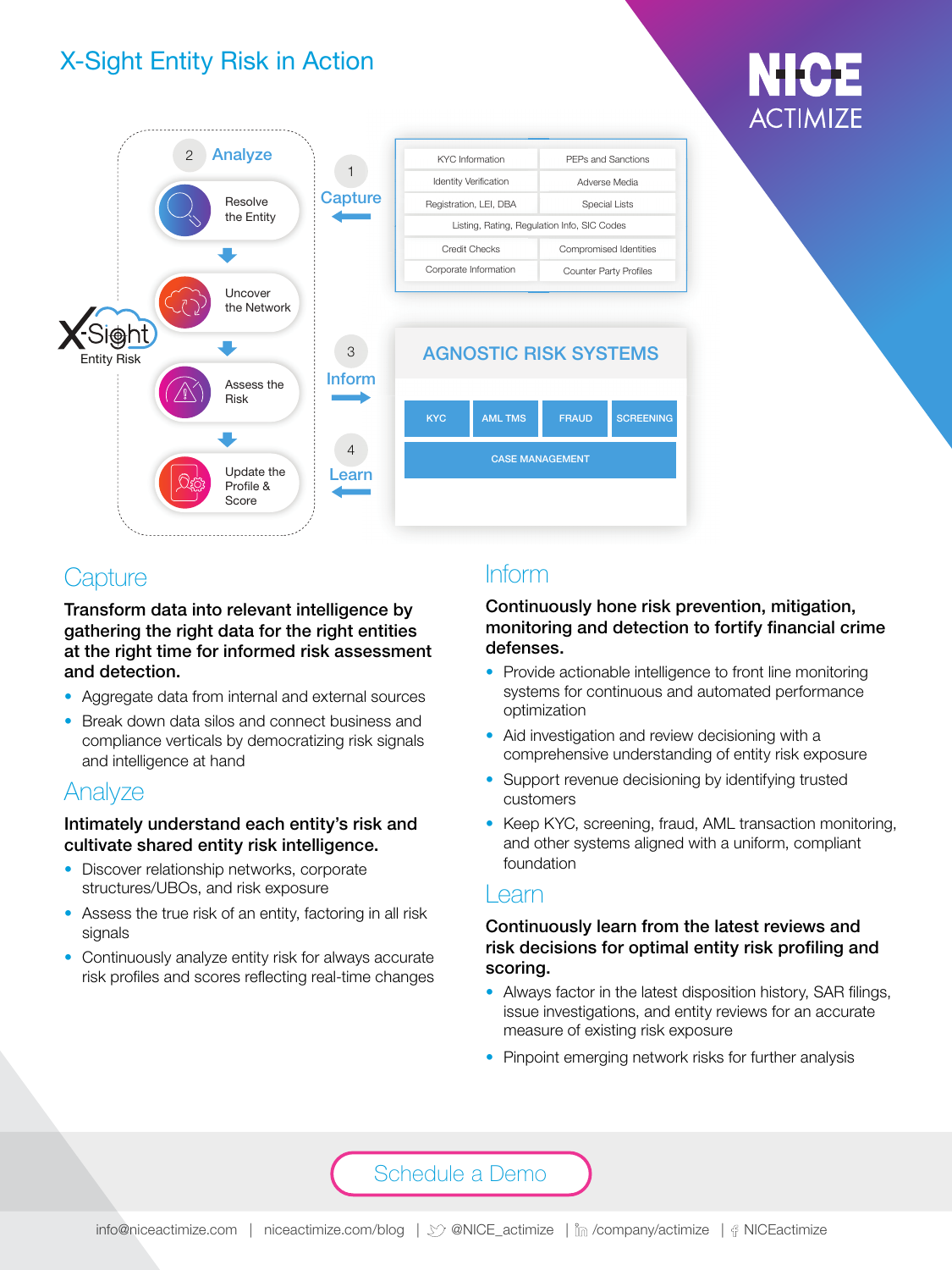# X-Sight Entity Risk in Action

NICE ACTIMIZE

X-Sight Entity Risk

2 Analyze

- Resolve the Entity
- Uncover the Network
- Assess the Risk
- Update the Profile & Score

1 Capture

| KYC Information | PEPs and Sanctions |
|---|---|
| Identity Verification | Adverse Media |
| Registration, LEI, DBA | Special Lists |
| Listing, Rating, Regulation Info, SIC Codes | |
| Credit Checks | Compromised Identities |
| Corporate Information | Counter Party Profiles |

3 Inform

4 Learn

AGNOSTIC RISK SYSTEMS

KYC | AML TMS | FRAUD | SCREENING

CASE MANAGEMENT

## Capture

**Transform data into relevant intelligence by gathering the right data for the right entities at the right time for informed risk assessment and detection.**

- Aggregate data from internal and external sources
- Break down data silos and connect business and compliance verticals by democratizing risk signals and intelligence at hand

## Analyze

**Intimately understand each entity's risk and cultivate shared entity risk intelligence.**

- Discover relationship networks, corporate structures/UBOs, and risk exposure
- Assess the true risk of an entity, factoring in all risk signals
- Continuously analyze entity risk for always accurate risk profiles and scores reflecting real-time changes

## Inform

**Continuously hone risk prevention, mitigation, monitoring and detection to fortify financial crime defenses.**

- Provide actionable intelligence to front line monitoring systems for continuous and automated performance optimization
- Aid investigation and review decisioning with a comprehensive understanding of entity risk exposure
- Support revenue decisioning by identifying trusted customers
- Keep KYC, screening, fraud, AML transaction monitoring, and other systems aligned with a uniform, compliant foundation

## Learn

**Continuously learn from the latest reviews and risk decisions for optimal entity risk profiling and scoring.**

- Always factor in the latest disposition history, SAR filings, issue investigations, and entity reviews for an accurate measure of existing risk exposure
- Pinpoint emerging network risks for further analysis

Schedule a Demo

info@niceactimize.com | niceactimize.com/blog | @NICE_actimize | /company/actimize | NICEactimize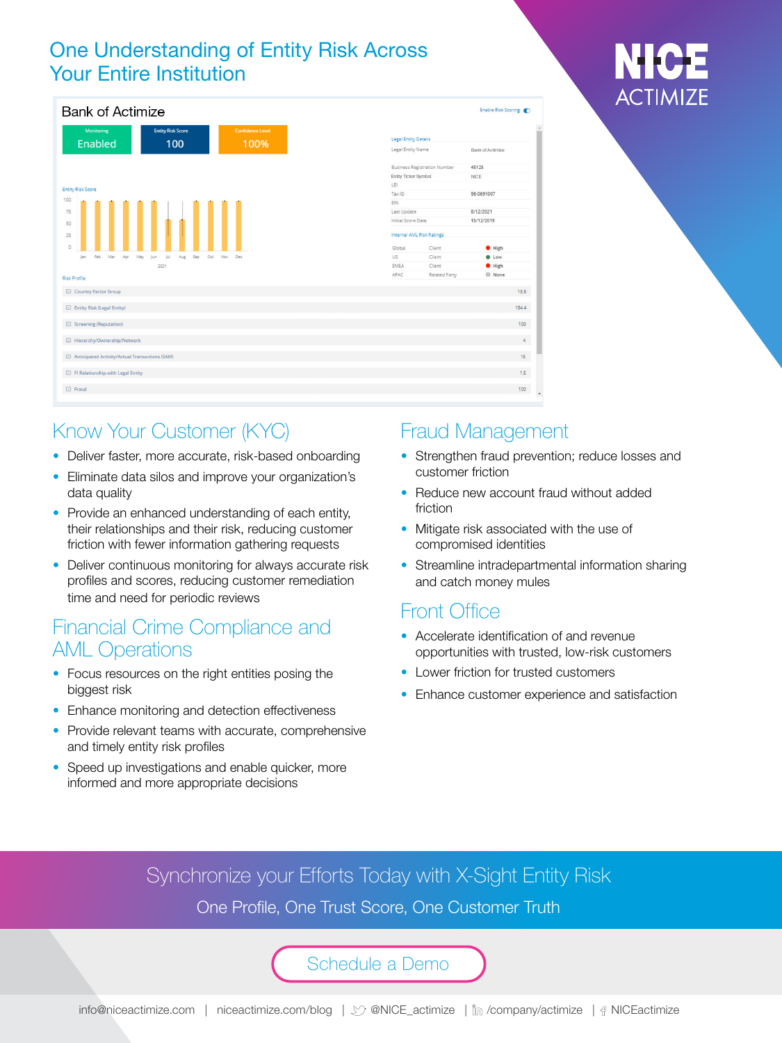# One Understanding of Entity Risk Across Your Entire Institution

NICE ACTIMIZE

Bank of Actimize

Enable Risk Scoring

| Monitoring | Entity Risk Score | Confidence Level |
| --- | --- | --- |
| Enabled | 100 | 100% |

Entity Risk Score

100
75
50
25
0

Jan Feb Mar Apr May Jun Jul Aug Sep Oct Nov Dec

2021

Legal Entity Details

| | |
| --- | --- |
| Legal Entity Name | Bank of Actimize |
| Business Registration Number | 45125 |
| Entity Ticker Symbol | NICE |
| LEI | |
| Tax ID | 98-0691007 |
| EIN | |
| Last Update | 8/12/2021 |
| Initial Score Date | 15/12/2019 |

Internal AML Risk Ratings

| | | |
| --- | --- | --- |
| Global | Client | High |
| US | Client | Low |
| EMEA | Client | High |
| APAC | Related Party | None |

Risk Profile

| | |
| --- | --- |
| Country Factor Group | 15.5 |
| Entity Risk (Legal Entity) | 104.4 |
| Screening (Reputation) | 100 |
| Hierarchy/Ownership/Network | 4 |
| Anticipated Activity/Actual Transactions (SAM) | 15 |
| FI Relationship with Legal Entity | 1.5 |
| Fraud | 100 |

## Know Your Customer (KYC)

- Deliver faster, more accurate, risk-based onboarding
- Eliminate data silos and improve your organization's data quality
- Provide an enhanced understanding of each entity, their relationships and their risk, reducing customer friction with fewer information gathering requests
- Deliver continuous monitoring for always accurate risk profiles and scores, reducing customer remediation time and need for periodic reviews

## Financial Crime Compliance and AML Operations

- Focus resources on the right entities posing the biggest risk
- Enhance monitoring and detection effectiveness
- Provide relevant teams with accurate, comprehensive and timely entity risk profiles
- Speed up investigations and enable quicker, more informed and more appropriate decisions

## Fraud Management

- Strengthen fraud prevention; reduce losses and customer friction
- Reduce new account fraud without added friction
- Mitigate risk associated with the use of compromised identities
- Streamline intradepartmental information sharing and catch money mules

## Front Office

- Accelerate identification of and revenue opportunities with trusted, low-risk customers
- Lower friction for trusted customers
- Enhance customer experience and satisfaction

## Synchronize your Efforts Today with X-Sight Entity Risk

One Profile, One Trust Score, One Customer Truth

Schedule a Demo

info@niceactimize.com | niceactimize.com/blog | @NICE_actimize | /company/actimize | NICEactimize